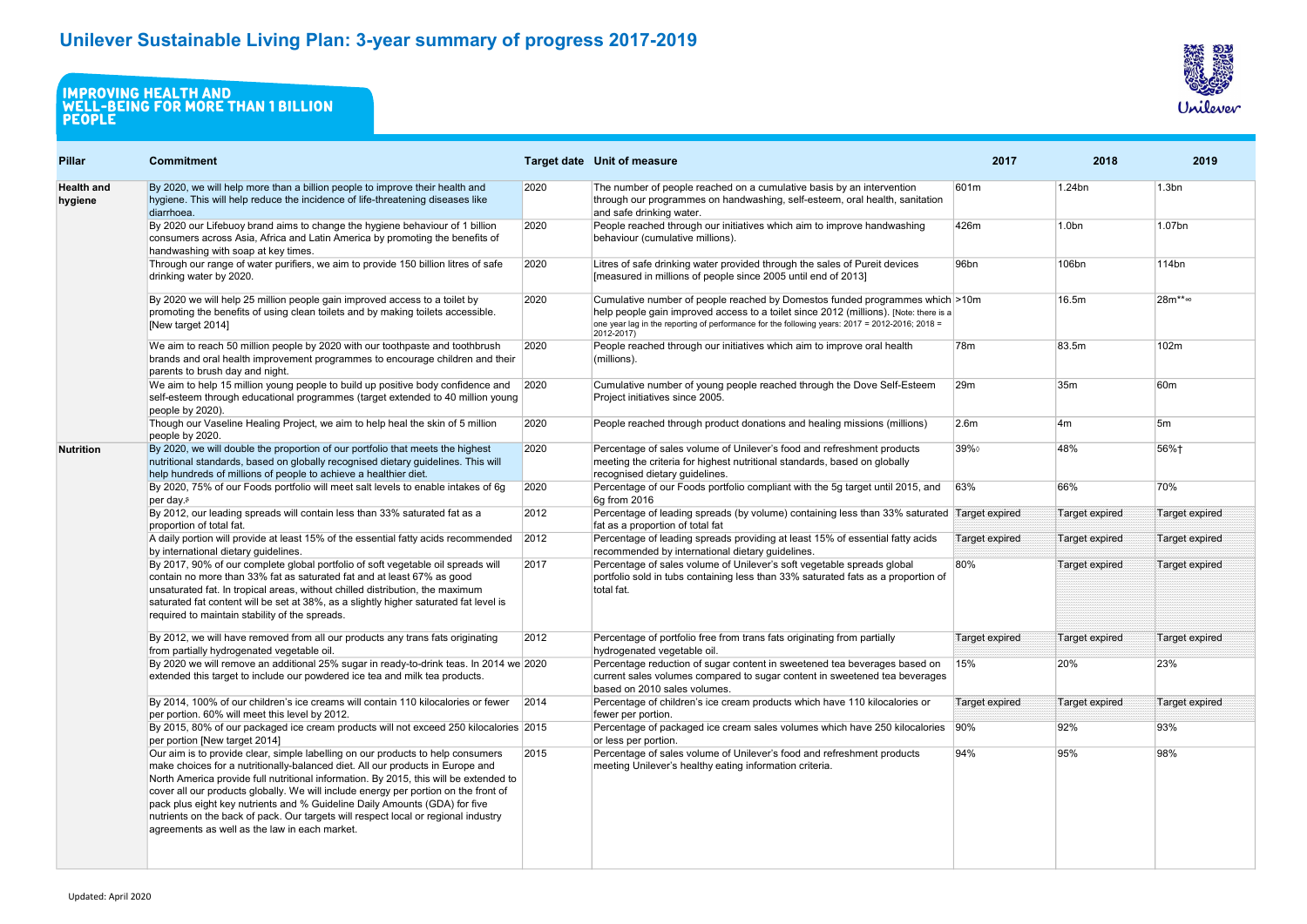# Unilever Sustainable Living Plan: 3-year summary of progress 2017-2019

## IMPROVING HEALTH AND WELL-BEING FOR MORE THAN 1 BILLION PEOPLE

| Pillar | Commitment | Target date | Unit of measure | 2017 | 2018 | 2019 |
|---|---|---|---|---|---|---|
| **Health and hygiene** | By 2020, we will help more than a billion people to improve their health and hygiene. This will help reduce the incidence of life-threatening diseases like diarrhoea. | 2020 | The number of people reached on a cumulative basis by an intervention through our programmes on handwashing, self-esteem, oral health, sanitation and safe drinking water. | 601m | 1.24bn | 1.3bn |
| | By 2020 our Lifebuoy brand aims to change the hygiene behaviour of 1 billion consumers across Asia, Africa and Latin America by promoting the benefits of handwashing with soap at key times. | 2020 | People reached through our initiatives which aim to improve handwashing behaviour (cumulative millions). | 426m | 1.0bn | 1.07bn |
| | Through our range of water purifiers, we aim to provide 150 billion litres of safe drinking water by 2020. | 2020 | Litres of safe drinking water provided through the sales of Pureit devices [measured in millions of people since 2005 until end of 2013] | 96bn | 106bn | 114bn |
| | By 2020 we will help 25 million people gain improved access to a toilet by promoting the benefits of using clean toilets and by making toilets accessible. [New target 2014] | 2020 | Cumulative number of people reached by Domestos funded programmes which help people gain improved access to a toilet since 2012 (millions). [Note: there is a one year lag in the reporting of performance for the following years: 2017 = 2012-2016; 2018 = 2012-2017) | >10m | 16.5m | 28m**∞ |
| | We aim to reach 50 million people by 2020 with our toothpaste and toothbrush brands and oral health improvement programmes to encourage children and their parents to brush day and night. | 2020 | People reached through our initiatives which aim to improve oral health (millions). | 78m | 83.5m | 102m |
| | We aim to help 15 million young people to build up positive body confidence and self-esteem through educational programmes (target extended to 40 million young people by 2020). | 2020 | Cumulative number of young people reached through the Dove Self-Esteem Project initiatives since 2005. | 29m | 35m | 60m |
| | Though our Vaseline Healing Project, we aim to help heal the skin of 5 million people by 2020. | 2020 | People reached through product donations and healing missions (millions) | 2.6m | 4m | 5m |
| **Nutrition** | By 2020, we will double the proportion of our portfolio that meets the highest nutritional standards, based on globally recognised dietary guidelines. This will help hundreds of millions of people to achieve a healthier diet. | 2020 | Percentage of sales volume of Unilever's food and refreshment products meeting the criteria for highest nutritional standards, based on globally recognised dietary guidelines. | 39%◊ | 48% | 56%† |
| | By 2020, 75% of our Foods portfolio will meet salt levels to enable intakes of 6g per day.ß | 2020 | Percentage of our Foods portfolio compliant with the 5g target until 2015, and 6g from 2016 | 63% | 66% | 70% |
| | By 2012, our leading spreads will contain less than 33% saturated fat as a proportion of total fat. | 2012 | Percentage of leading spreads (by volume) containing less than 33% saturated fat as a proportion of total fat | Target expired | Target expired | Target expired |
| | A daily portion will provide at least 15% of the essential fatty acids recommended by international dietary guidelines. | 2012 | Percentage of leading spreads providing at least 15% of essential fatty acids recommended by international dietary guidelines. | Target expired | Target expired | Target expired |
| | By 2017, 90% of our complete global portfolio of soft vegetable oil spreads will contain no more than 33% fat as saturated fat and at least 67% as good unsaturated fat. In tropical areas, without chilled distribution, the maximum saturated fat content will be set at 38%, as a slightly higher saturated fat level is required to maintain stability of the spreads. | 2017 | Percentage of sales volume of Unilever's soft vegetable spreads global portfolio sold in tubs containing less than 33% saturated fats as a proportion of total fat. | 80% | Target expired | Target expired |
| | By 2012, we will have removed from all our products any trans fats originating from partially hydrogenated vegetable oil. | 2012 | Percentage of portfolio free from trans fats originating from partially hydrogenated vegetable oil. | Target expired | Target expired | Target expired |
| | By 2020 we will remove an additional 25% sugar in ready-to-drink teas. In 2014 we extended this target to include our powdered ice tea and milk tea products. | 2020 | Percentage reduction of sugar content in sweetened tea beverages based on current sales volumes compared to sugar content in sweetened tea beverages based on 2010 sales volumes. | 15% | 20% | 23% |
| | By 2014, 100% of our children's ice creams will contain 110 kilocalories or fewer per portion. 60% will meet this level by 2012. | 2014 | Percentage of children's ice cream products which have 110 kilocalories or fewer per portion. | Target expired | Target expired | Target expired |
| | By 2015, 80% of our packaged ice cream products will not exceed 250 kilocalories per portion [New target 2014] | 2015 | Percentage of packaged ice cream sales volumes which have 250 kilocalories or less per portion. | 90% | 92% | 93% |
| | Our aim is to provide clear, simple labelling on our products to help consumers make choices for a nutritionally-balanced diet. All our products in Europe and North America provide full nutritional information. By 2015, this will be extended to cover all our products globally. We will include energy per portion on the front of pack plus eight key nutrients and % Guideline Daily Amounts (GDA) for five nutrients on the back of pack. Our targets will respect local or regional industry agreements as well as the law in each market. | 2015 | Percentage of sales volume of Unilever's food and refreshment products meeting Unilever's healthy eating information criteria. | 94% | 95% | 98% |

Updated: April 2020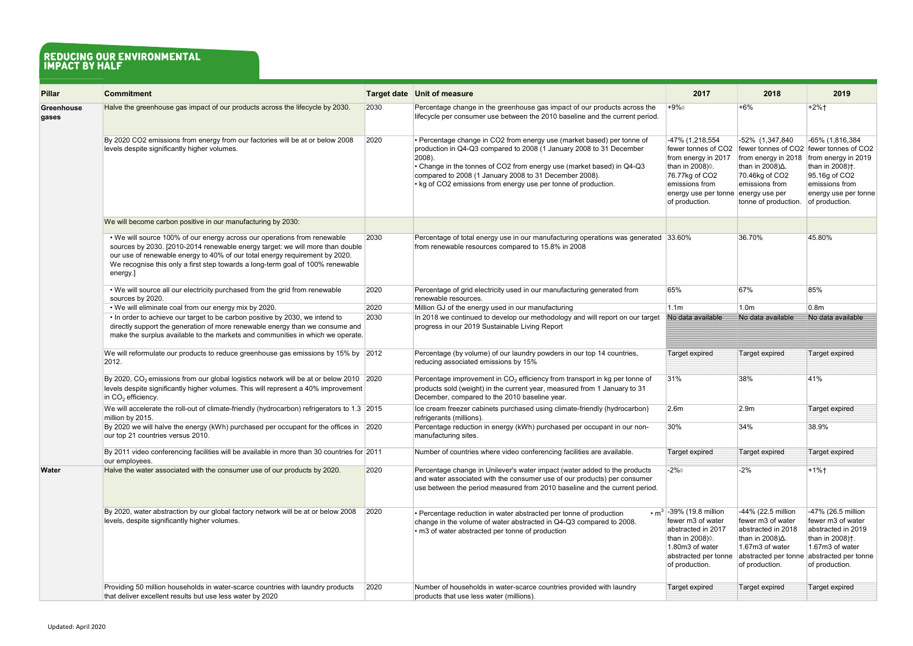# REDUCING OUR ENVIRONMENTAL IMPACT BY HALF

| Pillar | Commitment | Target date | Unit of measure | 2017 | 2018 | 2019 |
|---|---|---|---|---|---|---|
| Greenhouse gases | Halve the greenhouse gas impact of our products across the lifecycle by 2030. | 2030 | Percentage change in the greenhouse gas impact of our products across the lifecycle per consumer use between the 2010 baseline and the current period. | +9%◊ | +6% | +2%† |
| | By 2020 CO2 emissions from energy from our factories will be at or below 2008 levels despite significantly higher volumes. | 2020 | • Percentage change in CO2 from energy use (market based) per tonne of production in Q4-Q3 compared to 2008 (1 January 2008 to 31 December 2008).<br>• Change in the tonnes of CO2 from energy use (market based) in Q4-Q3 compared to 2008 (1 January 2008 to 31 December 2008).<br>• kg of CO2 emissions from energy use per tonne of production. | -47% (1,218,554 fewer tonnes of CO2 from energy in 2017 than in 2008)◊. 76.77kg of CO2 emissions from energy use per tonne of production. | -52% (1,347,840 fewer tonnes of CO2 from energy in 2018 than in 2008)Δ. 70.46kg of CO2 emissions from energy use per tonne of production. | -65% (1,816,384 fewer tonnes of CO2 from energy in 2019 than in 2008)†. 95.16g of CO2 emissions from energy use per tonne of production. |
| | We will become carbon positive in our manufacturing by 2030: | | | | | |
| | • We will source 100% of our energy across our operations from renewable sources by 2030. [2010-2014 renewable energy target: we will more than double our use of renewable energy to 40% of our total energy requirement by 2020. We recognise this only a first step towards a long-term goal of 100% renewable energy.] | 2030 | Percentage of total energy use in our manufacturing operations was generated from renewable resources compared to 15.8% in 2008 | 33.60% | 36.70% | 45.80% |
| | • We will source all our electricity purchased from the grid from renewable sources by 2020. | 2020 | Percentage of grid electricity used in our manufacturing generated from renewable resources. | 65% | 67% | 85% |
| | • We will eliminate coal from our energy mix by 2020. | 2020 | Million GJ of the energy used in our manufacturing | 1.1m | 1.0m | 0.8m |
| | • In order to achieve our target to be carbon positive by 2030, we intend to directly support the generation of more renewable energy than we consume and make the surplus available to the markets and communities in which we operate. | 2030 | In 2018 we continued to develop our methodology and will report on our target progress in our 2019 Sustainable Living Report | No data available | No data available | No data available |
| | We will reformulate our products to reduce greenhouse gas emissions by 15% by 2012. | 2012 | Percentage (by volume) of our laundry powders in our top 14 countries, reducing associated emissions by 15% | Target expired | Target expired | Target expired |
| | By 2020, $CO_2$ emissions from our global logistics network will be at or below 2010 levels despite significantly higher volumes. This will represent a 40% improvement in $CO_2$ efficiency. | 2020 | Percentage improvement in $CO_2$ efficiency from transport in kg per tonne of products sold (weight) in the current year, measured from 1 January to 31 December, compared to the 2010 baseline year. | 31% | 38% | 41% |
| | We will accelerate the roll-out of climate-friendly (hydrocarbon) refrigerators to 1.3 million by 2015. | 2015 | Ice cream freezer cabinets purchased using climate-friendly (hydrocarbon) refrigerants (millions). | 2.6m | 2.9m | Target expired |
| | By 2020 we will halve the energy (kWh) purchased per occupant for the offices in our top 21 countries versus 2010. | 2020 | Percentage reduction in energy (kWh) purchased per occupant in our non-manufacturing sites. | 30% | 34% | 38.9% |
| | By 2011 video conferencing facilities will be available in more than 30 countries for our employees. | 2011 | Number of countries where video conferencing facilities are available. | Target expired | Target expired | Target expired |
| Water | Halve the water associated with the consumer use of our products by 2020. | 2020 | Percentage change in Unilever's water impact (water added to the products and water associated with the consumer use of our products) per consumer use between the period measured from 2010 baseline and the current period. | -2%◊ | -2% | +1%† |
| | By 2020, water abstraction by our global factory network will be at or below 2008 levels, despite significantly higher volumes. | 2020 | • Percentage reduction in water abstracted per tonne of production • $m^3$ change in the volume of water abstracted in Q4-Q3 compared to 2008.<br>• m3 of water abstracted per tonne of production | -39% (19.8 million fewer m3 of water abstracted in 2017 than in 2008)◊. 1.80m3 of water abstracted per tonne of production. | -44% (22.5 million fewer m3 of water abstracted in 2018 than in 2008)Δ. 1.67m3 of water abstracted per tonne of production. | -47% (26.5 million fewer m3 of water abstracted in 2019 than in 2008)†. 1.67m3 of water abstracted per tonne of production. |
| | Providing 50 million households in water-scarce countries with laundry products that deliver excellent results but use less water by 2020 | 2020 | Number of households in water-scarce countries provided with laundry products that use less water (millions). | Target expired | Target expired | Target expired |

Updated: April 2020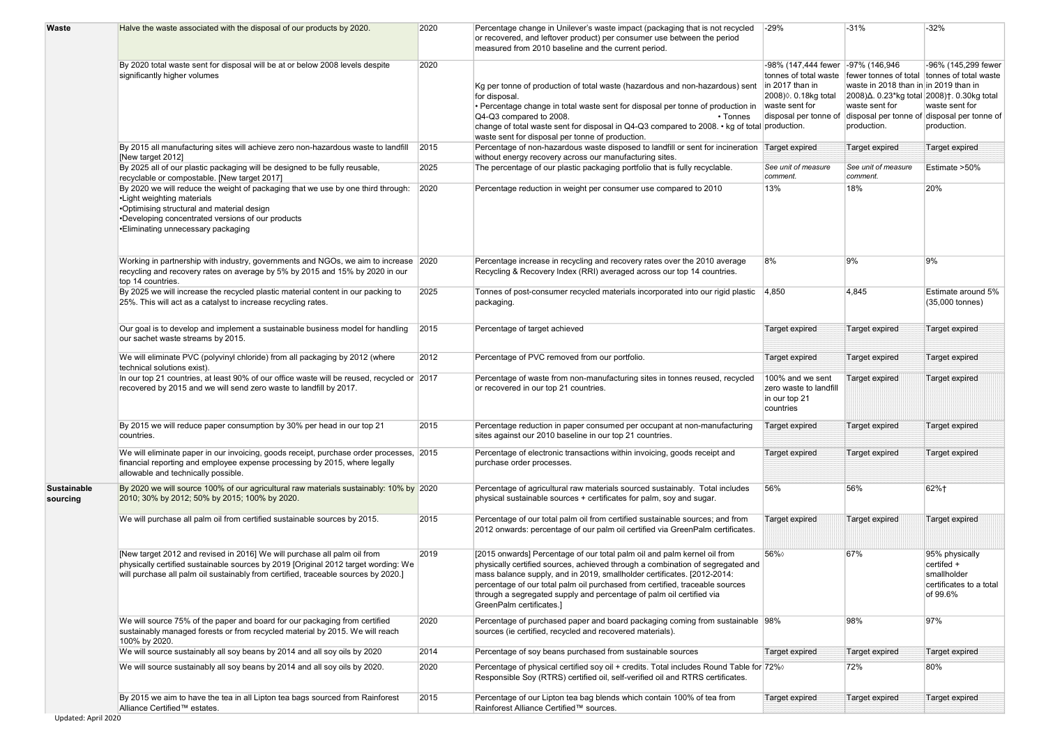| | | | | | | |
|---|---|---|---|---|---|---|
| **Waste** | Halve the waste associated with the disposal of our products by 2020. | 2020 | Percentage change in Unilever's waste impact (packaging that is not recycled or recovered, and leftover product) per consumer use between the period measured from 2010 baseline and the current period. | -29% | -31% | -32% |
| | By 2020 total waste sent for disposal will be at or below 2008 levels despite significantly higher volumes | 2020 | Kg per tonne of production of total waste (hazardous and non-hazardous) sent for disposal. • Percentage change in total waste sent for disposal per tonne of production in Q4-Q3 compared to 2008. • Tonnes change of total waste sent for disposal in Q4-Q3 compared to 2008. • kg of total waste sent for disposal per tonne of production. | -98% (147,444 fewer tonnes of total waste in 2017 than in 2008)◊. 0.18kg total waste sent for disposal per tonne of production. | -97% (146,946 fewer tonnes of total waste in 2018 than in 2008)Δ. 0.23*kg total waste sent for disposal per tonne of production. | -96% (145,299 fewer tonnes of total waste in 2019 than in 2008)†. 0.30kg total waste sent for disposal per tonne of production. |
| | By 2015 all manufacturing sites will achieve zero non-hazardous waste to landfill [New target 2012] | 2015 | Percentage of non-hazardous waste disposed to landfill or sent for incineration without energy recovery across our manufacturing sites. | Target expired | Target expired | Target expired |
| | By 2025 all of our plastic packaging will be designed to be fully reusable, recyclable or compostable. [New target 2017] | 2025 | The percentage of our plastic packaging portfolio that is fully recyclable. | *See unit of measure comment.* | *See unit of measure comment.* | Estimate >50% |
| | By 2020 we will reduce the weight of packaging that we use by one third through:<br>•Light weighting materials<br>•Optimising structural and material design<br>•Developing concentrated versions of our products<br>•Eliminating unnecessary packaging | 2020 | Percentage reduction in weight per consumer use compared to 2010 | 13% | 18% | 20% |
| | Working in partnership with industry, governments and NGOs, we aim to increase recycling and recovery rates on average by 5% by 2015 and 15% by 2020 in our top 14 countries. | 2020 | Percentage increase in recycling and recovery rates over the 2010 average Recycling & Recovery Index (RRI) averaged across our top 14 countries. | 8% | 9% | 9% |
| | By 2025 we will increase the recycled plastic material content in our packing to 25%. This will act as a catalyst to increase recycling rates. | 2025 | Tonnes of post-consumer recycled materials incorporated into our rigid plastic packaging. | 4,850 | 4,845 | Estimate around 5% (35,000 tonnes) |
| | Our goal is to develop and implement a sustainable business model for handling our sachet waste streams by 2015. | 2015 | Percentage of target achieved | Target expired | Target expired | Target expired |
| | We will eliminate PVC (polyvinyl chloride) from all packaging by 2012 (where technical solutions exist). | 2012 | Percentage of PVC removed from our portfolio. | Target expired | Target expired | Target expired |
| | In our top 21 countries, at least 90% of our office waste will be reused, recycled or recovered by 2015 and we will send zero waste to landfill by 2017. | 2017 | Percentage of waste from non-manufacturing sites in tonnes reused, recycled or recovered in our top 21 countries. | 100% and we sent zero waste to landfill in our top 21 countries | Target expired | Target expired |
| | By 2015 we will reduce paper consumption by 30% per head in our top 21 countries. | 2015 | Percentage reduction in paper consumed per occupant at non-manufacturing sites against our 2010 baseline in our top 21 countries. | Target expired | Target expired | Target expired |
| | We will eliminate paper in our invoicing, goods receipt, purchase order processes, financial reporting and employee expense processing by 2015, where legally allowable and technically possible. | 2015 | Percentage of electronic transactions within invoicing, goods receipt and purchase order processes. | Target expired | Target expired | Target expired |
| **Sustainable sourcing** | By 2020 we will source 100% of our agricultural raw materials sustainably: 10% by 2010; 30% by 2012; 50% by 2015; 100% by 2020. | 2020 | Percentage of agricultural raw materials sourced sustainably. Total includes physical sustainable sources + certificates for palm, soy and sugar. | 56% | 56% | 62%† |
| | We will purchase all palm oil from certified sustainable sources by 2015. | 2015 | Percentage of our total palm oil from certified sustainable sources; and from 2012 onwards: percentage of our palm oil certified via GreenPalm certificates. | Target expired | Target expired | Target expired |
| | [New target 2012 and revised in 2016] We will purchase all palm oil from physically certified sustainable sources by 2019 [Original 2012 target wording: We will purchase all palm oil sustainably from certified, traceable sources by 2020.] | 2019 | [2015 onwards] Percentage of our total palm oil and palm kernel oil from physically certified sources, achieved through a combination of segregated and mass balance supply, and in 2019, smallholder certificates. [2012-2014: percentage of our total palm oil purchased from certified, traceable sources through a segregated supply and percentage of palm oil certified via GreenPalm certificates.] | 56%◊ | 67% | 95% physically certifed + smallholder certificates to a total of 99.6% |
| | We will source 75% of the paper and board for our packaging from certified sustainably managed forests or from recycled material by 2015. We will reach 100% by 2020. | 2020 | Percentage of purchased paper and board packaging coming from sustainable sources (ie certified, recycled and recovered materials). | 98% | 98% | 97% |
| | We will source sustainably all soy beans by 2014 and all soy oils by 2020 | 2014 | Percentage of soy beans purchased from sustainable sources | Target expired | Target expired | Target expired |
| | We will source sustainably all soy beans by 2014 and all soy oils by 2020. | 2020 | Percentage of physical certified soy oil + credits. Total includes Round Table for Responsible Soy (RTRS) certified oil, self-verified oil and RTRS certificates. | 72%◊ | 72% | 80% |
| | By 2015 we aim to have the tea in all Lipton tea bags sourced from Rainforest Alliance Certified™ estates. | 2015 | Percentage of our Lipton tea bag blends which contain 100% of tea from Rainforest Alliance Certified™ sources. | Target expired | Target expired | Target expired |

Updated: April 2020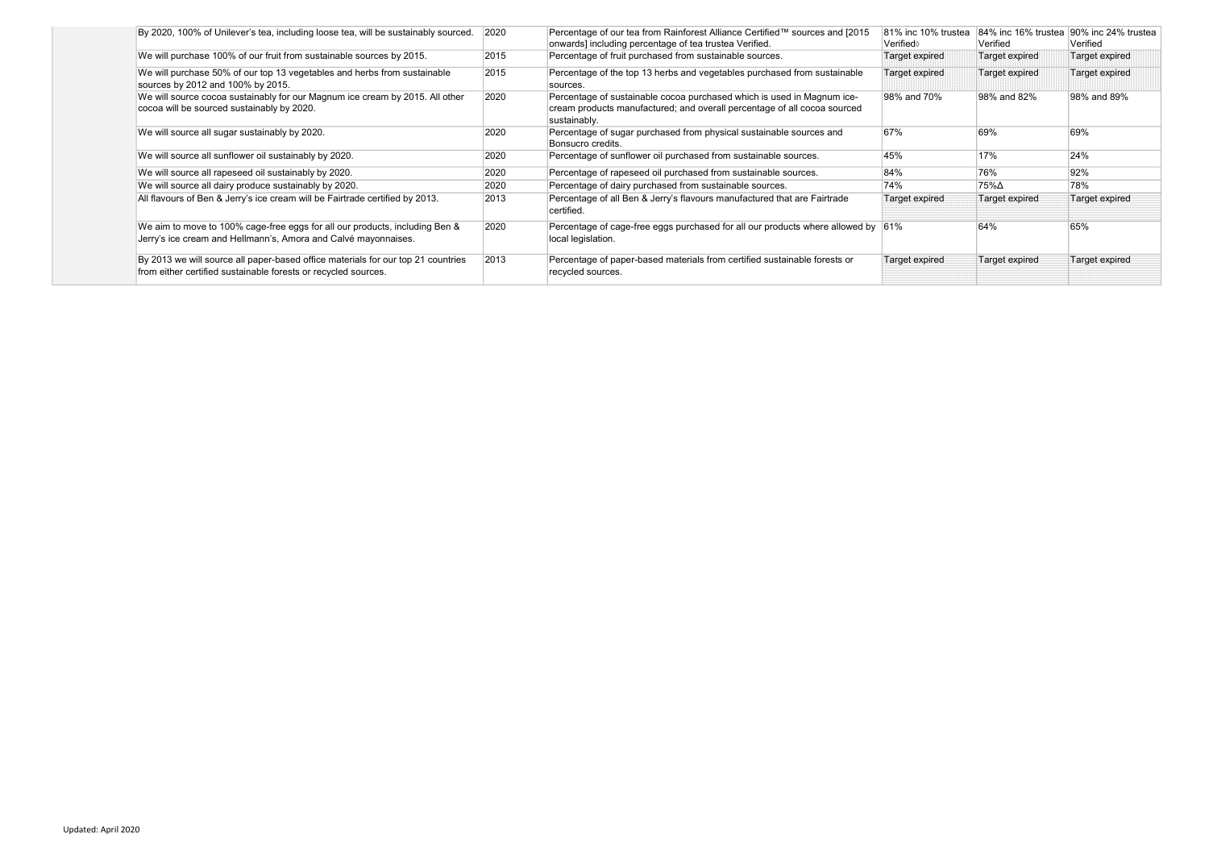| | | | | | |
|---|---|---|---|---|---|
| By 2020, 100% of Unilever's tea, including loose tea, will be sustainably sourced. | 2020 | Percentage of our tea from Rainforest Alliance Certified™ sources and [2015 onwards] including percentage of tea trustea Verified. | 81% inc 10% trustea Verified◊ | 84% inc 16% trustea Verified | 90% inc 24% trustea Verified |
| We will purchase 100% of our fruit from sustainable sources by 2015. | 2015 | Percentage of fruit purchased from sustainable sources. | Target expired | Target expired | Target expired |
| We will purchase 50% of our top 13 vegetables and herbs from sustainable sources by 2012 and 100% by 2015. | 2015 | Percentage of the top 13 herbs and vegetables purchased from sustainable sources. | Target expired | Target expired | Target expired |
| We will source cocoa sustainably for our Magnum ice cream by 2015. All other cocoa will be sourced sustainably by 2020. | 2020 | Percentage of sustainable cocoa purchased which is used in Magnum ice-cream products manufactured; and overall percentage of all cocoa sourced sustainably. | 98% and 70% | 98% and 82% | 98% and 89% |
| We will source all sugar sustainably by 2020. | 2020 | Percentage of sugar purchased from physical sustainable sources and Bonsucro credits. | 67% | 69% | 69% |
| We will source all sunflower oil sustainably by 2020. | 2020 | Percentage of sunflower oil purchased from sustainable sources. | 45% | 17% | 24% |
| We will source all rapeseed oil sustainably by 2020. | 2020 | Percentage of rapeseed oil purchased from sustainable sources. | 84% | 76% | 92% |
| We will source all dairy produce sustainably by 2020. | 2020 | Percentage of dairy purchased from sustainable sources. | 74% | 75%Δ | 78% |
| All flavours of Ben & Jerry's ice cream will be Fairtrade certified by 2013. | 2013 | Percentage of all Ben & Jerry's flavours manufactured that are Fairtrade certified. | Target expired | Target expired | Target expired |
| We aim to move to 100% cage-free eggs for all our products, including Ben & Jerry's ice cream and Hellmann's, Amora and Calvé mayonnaises. | 2020 | Percentage of cage-free eggs purchased for all our products where allowed by local legislation. | 61% | 64% | 65% |
| By 2013 we will source all paper-based office materials for our top 21 countries from either certified sustainable forests or recycled sources. | 2013 | Percentage of paper-based materials from certified sustainable forests or recycled sources. | Target expired | Target expired | Target expired |

Updated: April 2020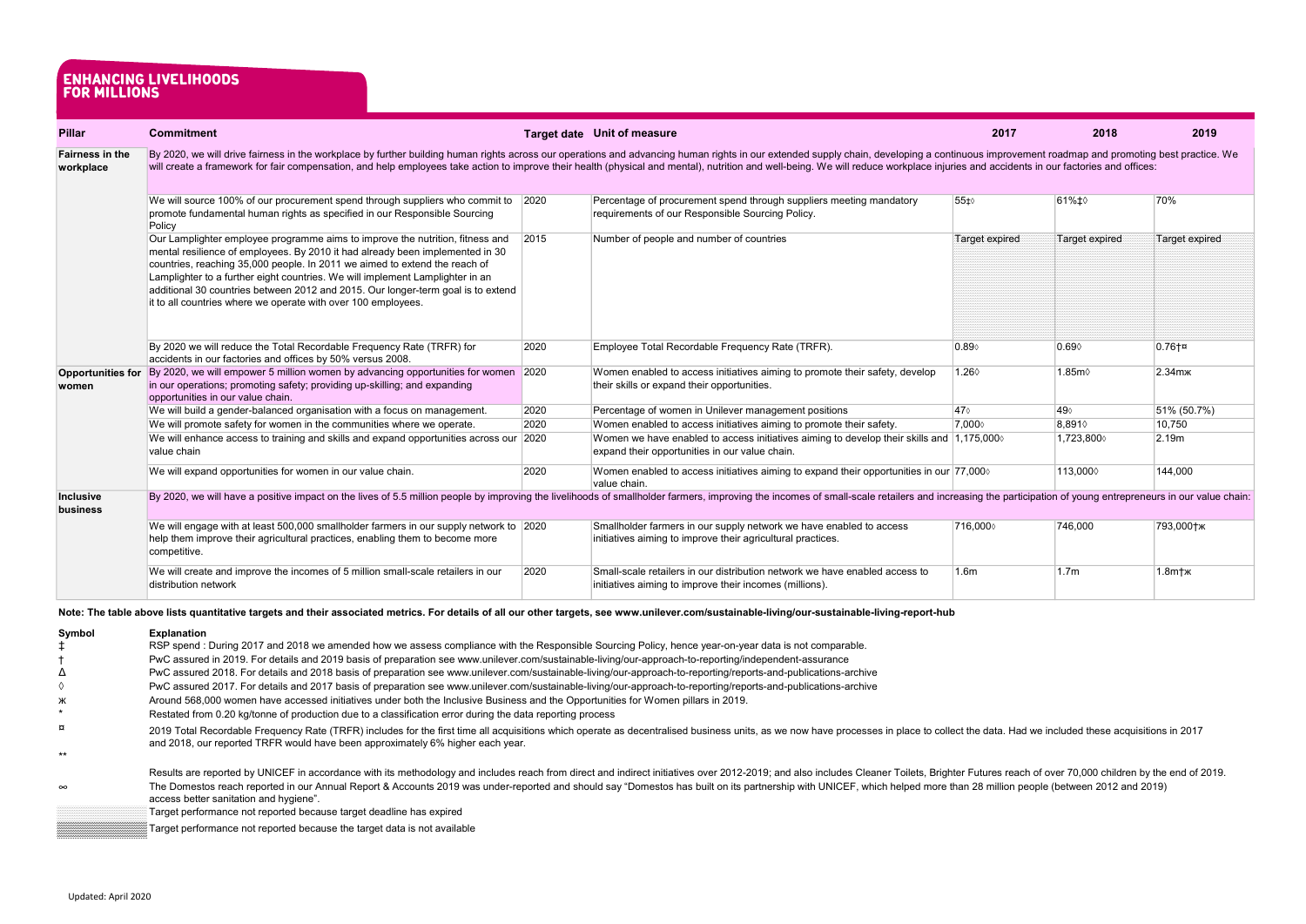# ENHANCING LIVELIHOODS FOR MILLIONS

| Pillar | Commitment | Target date | Unit of measure | 2017 | 2018 | 2019 |
|---|---|---|---|---|---|---|
| Fairness in the workplace | By 2020, we will drive fairness in the workplace by further building human rights across our operations and advancing human rights in our extended supply chain, developing a continuous improvement roadmap and promoting best practice. We will create a framework for fair compensation, and help employees take action to improve their health (physical and mental), nutrition and well-being. We will reduce workplace injuries and accidents in our factories and offices: | | | | | |
| | We will source 100% of our procurement spend through suppliers who commit to promote fundamental human rights as specified in our Responsible Sourcing Policy | 2020 | Percentage of procurement spend through suppliers meeting mandatory requirements of our Responsible Sourcing Policy. | 55‡◊ | 61%‡◊ | 70% |
| | Our Lamplighter employee programme aims to improve the nutrition, fitness and mental resilience of employees. By 2010 it had already been implemented in 30 countries, reaching 35,000 people. In 2011 we aimed to extend the reach of Lamplighter to a further eight countries. We will implement Lamplighter in an additional 30 countries between 2012 and 2015. Our longer-term goal is to extend it to all countries where we operate with over 100 employees. | 2015 | Number of people and number of countries | Target expired | Target expired | Target expired |
| | By 2020 we will reduce the Total Recordable Frequency Rate (TRFR) for accidents in our factories and offices by 50% versus 2008. | 2020 | Employee Total Recordable Frequency Rate (TRFR). | 0.89◊ | 0.69◊ | 0.76†¤ |
| Opportunities for women | By 2020, we will empower 5 million women by advancing opportunities for women in our operations; promoting safety; providing up-skilling; and expanding opportunities in our value chain. | 2020 | Women enabled to access initiatives aiming to promote their safety, develop their skills or expand their opportunities. | 1.26◊ | 1.85m◊ | 2.34mж |
| | We will build a gender-balanced organisation with a focus on management. | 2020 | Percentage of women in Unilever management positions | 47◊ | 49◊ | 51% (50.7%) |
| | We will promote safety for women in the communities where we operate. | 2020 | Women enabled to access initiatives aiming to promote their safety. | 7,000◊ | 8,891◊ | 10,750 |
| | We will enhance access to training and skills and expand opportunities across our value chain | 2020 | Women we have enabled to access initiatives aiming to develop their skills and expand their opportunities in our value chain. | 1,175,000◊ | 1,723,800◊ | 2.19m |
| | We will expand opportunities for women in our value chain. | 2020 | Women enabled to access initiatives aiming to expand their opportunities in our value chain. | 77,000◊ | 113,000◊ | 144,000 |
| Inclusive business | By 2020, we will have a positive impact on the lives of 5.5 million people by improving the livelihoods of smallholder farmers, improving the incomes of small-scale retailers and increasing the participation of young entrepreneurs in our value chain: | | | | | |
| | We will engage with at least 500,000 smallholder farmers in our supply network to help them improve their agricultural practices, enabling them to become more competitive. | 2020 | Smallholder farmers in our supply network we have enabled to access initiatives aiming to improve their agricultural practices. | 716,000◊ | 746,000 | 793,000†ж |
| | We will create and improve the incomes of 5 million small-scale retailers in our distribution network | 2020 | Small-scale retailers in our distribution network we have enabled access to initiatives aiming to improve their incomes (millions). | 1.6m | 1.7m | 1.8m†ж |

**Note: The table above lists quantitative targets and their associated metrics. For details of all our other targets, see www.unilever.com/sustainable-living/our-sustainable-living-report-hub**

| Symbol | Explanation |
|---|---|
| ‡ | RSP spend : During 2017 and 2018 we amended how we assess compliance with the Responsible Sourcing Policy, hence year-on-year data is not comparable. |
| † | PwC assured in 2019. For details and 2019 basis of preparation see www.unilever.com/sustainable-living/our-approach-to-reporting/independent-assurance |
| Δ | PwC assured 2018. For details and 2018 basis of preparation see www.unilever.com/sustainable-living/our-approach-to-reporting/reports-and-publications-archive |
| ◊ | PwC assured 2017. For details and 2017 basis of preparation see www.unilever.com/sustainable-living/our-approach-to-reporting/reports-and-publications-archive |
| ж | Around 568,000 women have accessed initiatives under both the Inclusive Business and the Opportunities for Women pillars in 2019. |
| * | Restated from 0.20 kg/tonne of production due to a classification error during the data reporting process |
| ¤ | 2019 Total Recordable Frequency Rate (TRFR) includes for the first time all acquisitions which operate as decentralised business units, as we now have processes in place to collect the data. Had we included these acquisitions in 2017 and 2018, our reported TRFR would have been approximately 6% higher each year. |
| ** | Results are reported by UNICEF in accordance with its methodology and includes reach from direct and indirect initiatives over 2012-2019; and also includes Cleaner Toilets, Brighter Futures reach of over 70,000 children by the end of 2019. |
| ∞ | The Domestos reach reported in our Annual Report & Accounts 2019 was under-reported and should say "Domestos has built on its partnership with UNICEF, which helped more than 28 million people (between 2012 and 2019) access better sanitation and hygiene". |
| | Target performance not reported because target deadline has expired |
| | Target performance not reported because the target data is not available |

Updated: April 2020